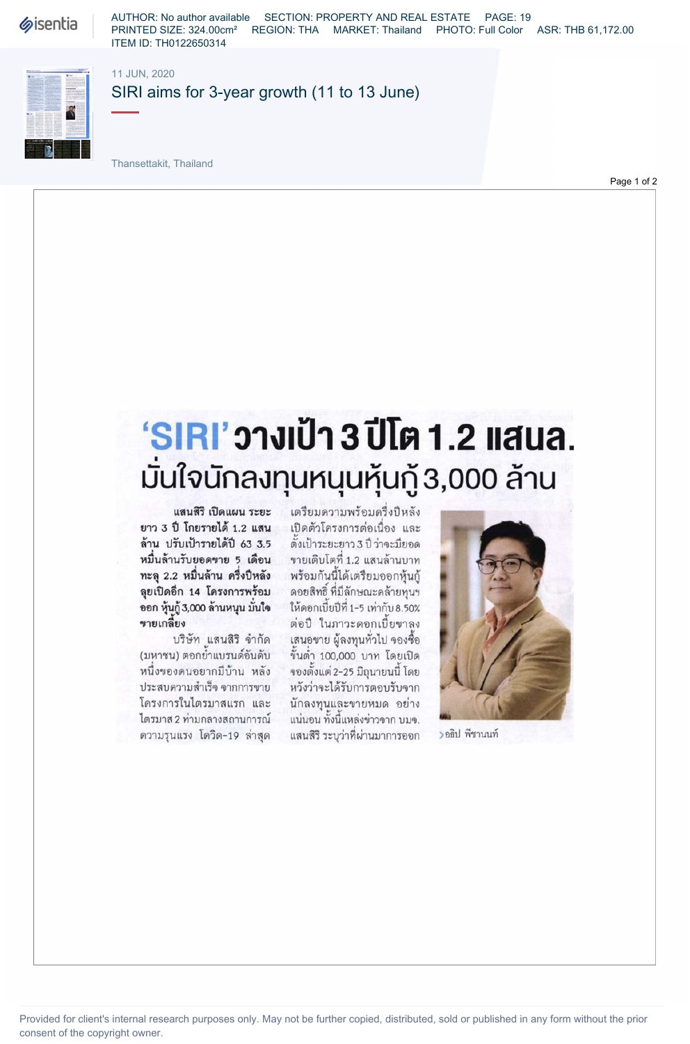11 JUN, 2020

# SIRI aims for 3-year growth (11 to 13 June)

Thansettakit, Thailand

# 'SIRI' วางเป้า 3 ปีโต 1.2 แสนล.
## มั่นใจนักลงทุนหนุนหุ้นกู้ 3,000 ล้าน

**แสนสิริ เปิดแผน ระยะยาว 3 ปี โกยรายได้ 1.2 แสนล้าน ปรับเป้ารายได้ปี 63 3.5 หมื่นล้านรับยอดขาย 5 เดือนทะลุ 2.2 หมื่นล้าน ครึ่งปีหลังลุยเปิดอีก 14 โครงการพร้อมออก หุ้นกู้ 3,000 ล้านหนุน มั่นใจขายเกลี้ยง**

บริษัท แสนสิริ จำกัด (มหาชน) ตอกย้ำแบรนด์อันดับหนึ่งของคนอยากมีบ้าน หลังประสบความสำเร็จ จากการขายโครงการในไตรมาสแรก และไตรมาส 2 ท่ามกลางสถานการณ์ความรุนแรง โควิด-19 ล่าสุดเตรียมความพร้อมครึ่งปีหลังเปิดตัวโครงการต่อเนื่อง และตั้งเป้าระยะยาว 3 ปี ว่าจะมียอดขายเติบโตที่ 1.2 แสนล้านบาท พร้อมกันนี้ได้เตรียมออกหุ้นกู้ดอยสิทธิ์ ที่มีลักษณะคล้ายทุนฯ ให้ดอกเบี้ยปีที่ 1-5 เท่ากับ 8.50% ต่อปี ในภาวะดอกเบี้ยขาลง เสนอขาย ผู้ลงทุนทั่วไป จองซื้อขั้นต่ำ 100,000 บาท โดยเปิดจองตั้งแต่ 2-25 มิถุนายนนี้ โดยหวังว่าจะได้รับการตอบรับจากนักลงทุนและขายหมด อย่างแน่นอน ทั้งนี้แหล่งข่าวจาก บมจ. แสนสิริ ระบุว่าที่ผ่านมาการออก

> อธิป พีชานนท์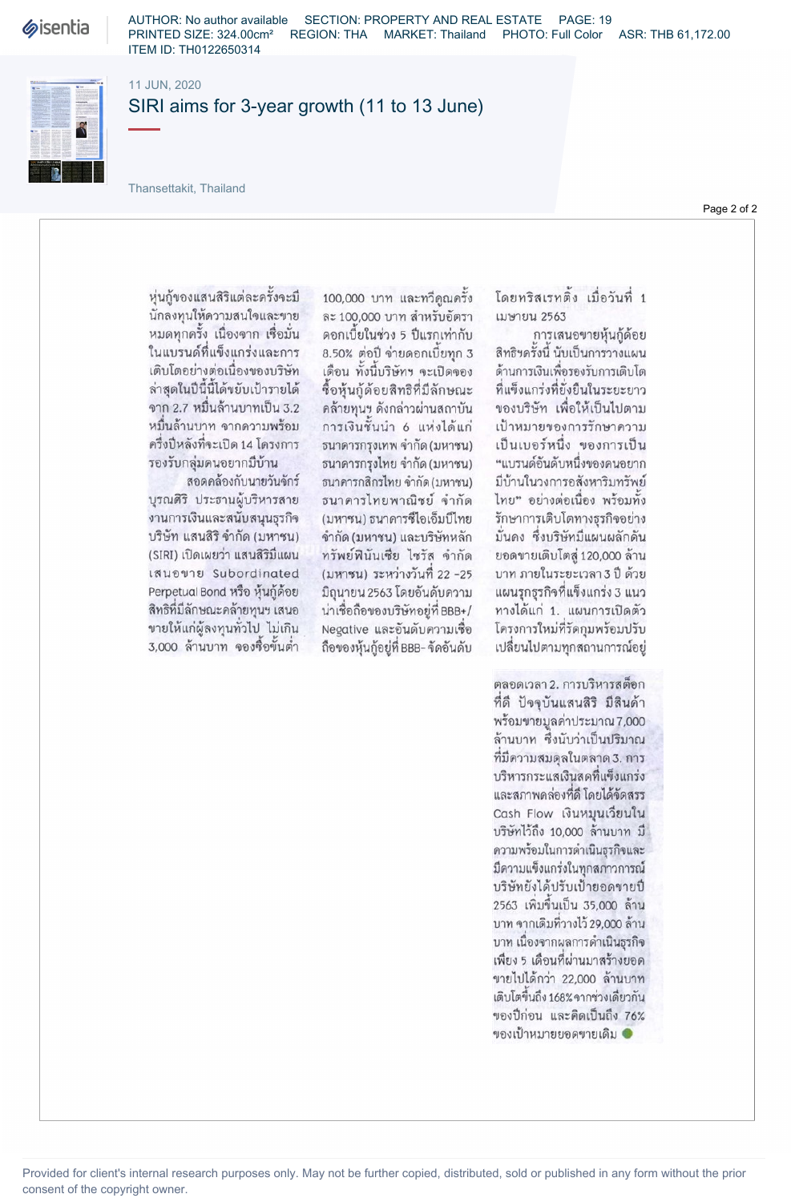# SIRI aims for 3-year growth (11 to 13 June)

11 JUN, 2020

Thansettakit, Thailand

หุ้นกู้ของแสนสิริแต่ละครั้งจะมีนักลงทุนให้ความสนใจและขายหมดทุกครั้ง เนื่องจาก เชื่อมั่นในแบรนด์ที่แข็งแกร่งและการเติบโตอย่างต่อเนื่องของบริษัท ล่าสุดในปีนี้ได้ขยับเป้ารายได้จาก 2.7 หมื่นล้านบาทเป็น 3.2 หมื่นล้านบาท จากความพร้อมครึ่งปีหลังที่จะเปิด 14 โครงการรองรับกลุ่มคนอยากมีบ้าน

สอดคล้องกับนายวันจักร์ บุรณศิริ ประธานผู้บริหารสายงานการเงินและสนับสนุนธุรกิจ บริษัท แสนสิริ จำกัด (มหาชน) (SIRI) เปิดเผยว่า แสนสิริมีแผนเสนอขาย Subordinated Perpetual Bond หรือ หุ้นกู้ด้อยสิทธิที่มีลักษณะคล้ายทุนฯ เสนอขายให้แก่ผู้ลงทุนทั่วไป ไม่เกิน 3,000 ล้านบาท จองซื้อขั้นต่ำ 100,000 บาท และทวีคูณครั้งละ 100,000 บาท สำหรับอัตราดอกเบี้ยในช่วง 5 ปีแรกเท่ากับ 8.50% ต่อปี จ่ายดอกเบี้ยทุก 3 เดือน ทั้งนี้บริษัทฯ จะเปิดจองซื้อหุ้นกู้ด้อยสิทธิที่มีลักษณะคล้ายทุนฯ ดังกล่าวผ่านสถาบันการเงินชั้นนำ 6 แห่งได้แก่ ธนาคารกรุงเทพ จำกัด (มหาชน) ธนาคารกรุงไทย จำกัด (มหาชน) ธนาคารกสิกรไทย จำกัด (มหาชน) ธนาคารไทยพาณิชย์ จำกัด (มหาชน) ธนาคารซีไอเอ็มบีไทย จำกัด (มหาชน) และบริษัทหลักทรัพย์ฟินันเซีย ไซรัส จำกัด (มหาชน) ระหว่างวันที่ 22 -25 มิถุนายน 2563 โดยอันดับความน่าเชื่อถือของบริษัทอยู่ที่ BBB+/Negative และอันดับความเชื่อถือของหุ้นกู้อยู่ที่ BBB- จัดอันดับโดยทริสเรทติ้ง เมื่อวันที่ 1 เมษายน 2563

การเสนอขายหุ้นกู้ด้อยสิทธิฯครั้งนี้ นับเป็นการวางแผนด้านการเงินเพื่อรองรับการเติบโตที่แข็งแกร่งที่ยั่งยืนในระยะยาวของบริษัท เพื่อให้เป็นไปตามเป้าหมายของการรักษาความเป็นเบอร์หนึ่ง ของการเป็น "แบรนด์อันดับหนึ่งของคนอยากมีบ้านในวงการอสังหาริมทรัพย์ไทย" อย่างต่อเนื่อง พร้อมทั้งรักษาการเติบโตทางธุรกิจอย่างมั่นคง ซึ่งบริษัทมีแผนผลักดันยอดขายเติบโตสู่ 120,000 ล้านบาท ภายในระยะเวลา 3 ปี ด้วยแผนรุกธุรกิจที่แข็งแกร่ง 3 แนวทางได้แก่ 1. แผนการเปิดตัวโครงการใหม่ที่รัดกุมพร้อมปรับเปลี่ยนไปตามทุกสถานการณ์อยู่ตลอดเวลา 2. การบริหารสต็อกที่ดี ปัจจุบันแสนสิริ มีสินค้าพร้อมขายมูลค่าประมาณ 7,000 ล้านบาท ซึ่งนับว่าเป็นปริมาณที่มีความสมดุลในตลาด 3. การบริหารกระแสเงินสดที่แข็งแกร่งและสภาพคล่องที่ดี โดยได้จัดสรร Cash Flow เงินหมุนเวียนในบริษัทไว้ถึง 10,000 ล้านบาท มีความพร้อมในการดำเนินธุรกิจและมีความแข็งแกร่งในทุกสภาวการณ์ บริษัทยังได้ปรับเป้ายอดขายปี 2563 เพิ่มขึ้นเป็น 35,000 ล้านบาท จากเดิมที่วางไว้ 29,000 ล้านบาท เนื่องจากผลการดำเนินธุรกิจเพียง 5 เดือนที่ผ่านมาสร้างยอดขายไปได้กว่า 22,000 ล้านบาท เติบโตขึ้นถึง 168% จากช่วงเดียวกันของปีก่อน และคิดเป็นถึง 76% ของเป้าหมายยอดขายเดิม